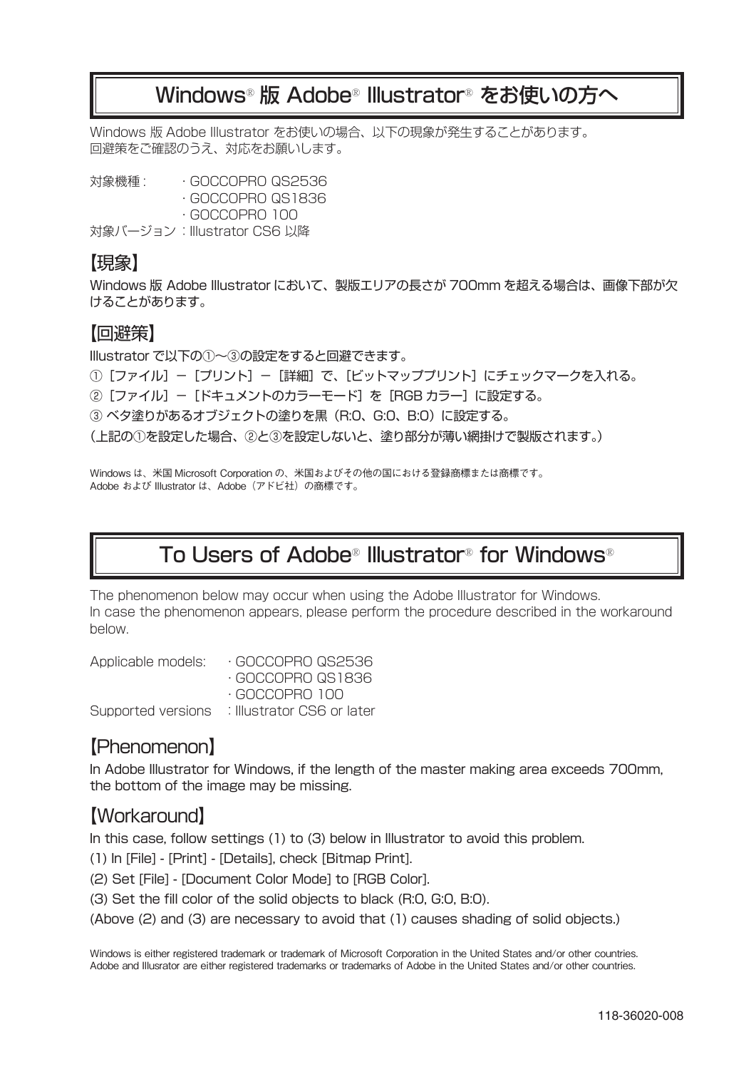# Windows® 版 Adobe® Illustrator® をお使いの方へ

Windows 版 Adobe Illustrator をお使いの場合、以下の現象が発生することがあります。
回避策をご確認のうえ、対応をお願いします。

対象機種：　・GOCCOPRO QS2536
　　　　　　・GOCCOPRO QS1836
　　　　　　・GOCCOPRO 100
対象バージョン：Illustrator CS6 以降

## 【現象】

Windows 版 Adobe Illustrator において、製版エリアの長さが 700mm を超える場合は、画像下部が欠けることがあります。

## 【回避策】

Illustrator で以下の①～③の設定をすると回避できます。

① ［ファイル］ － ［プリント］ － ［詳細］ で、［ビットマッププリント］ にチェックマークを入れる。

② ［ファイル］ － ［ドキュメントのカラーモード］ を ［RGB カラー］ に設定する。

③ ベタ塗りがあるオブジェクトの塗りを黒（R:0、G:0、B:0）に設定する。

（上記の①を設定した場合、②と③を設定しないと、塗り部分が薄い網掛けで製版されます。）

Windows は、米国 Microsoft Corporation の、米国およびその他の国における登録商標または商標です。
Adobe および Illustrator は、Adobe（アドビ社）の商標です。

# To Users of Adobe® Illustrator® for Windows®

The phenomenon below may occur when using the Adobe Illustrator for Windows.
In case the phenomenon appears, please perform the procedure described in the workaround below.

Applicable models: ·GOCCOPRO QS2536
·GOCCOPRO QS1836
·GOCCOPRO 100
Supported versions : Illustrator CS6 or later

## 【Phenomenon】

In Adobe Illustrator for Windows, if the length of the master making area exceeds 700mm, the bottom of the image may be missing.

## 【Workaround】

In this case, follow settings (1) to (3) below in Illustrator to avoid this problem.

(1) In [File] - [Print] - [Details], check [Bitmap Print].

(2) Set [File] - [Document Color Mode] to [RGB Color].

(3) Set the fill color of the solid objects to black (R:0, G:0, B:0).

(Above (2) and (3) are necessary to avoid that (1) causes shading of solid objects.)

Windows is either registered trademark or trademark of Microsoft Corporation in the United States and/or other countries.
Adobe and Illusrator are either registered trademarks or trademarks of Adobe in the United States and/or other countries.

118-36020-008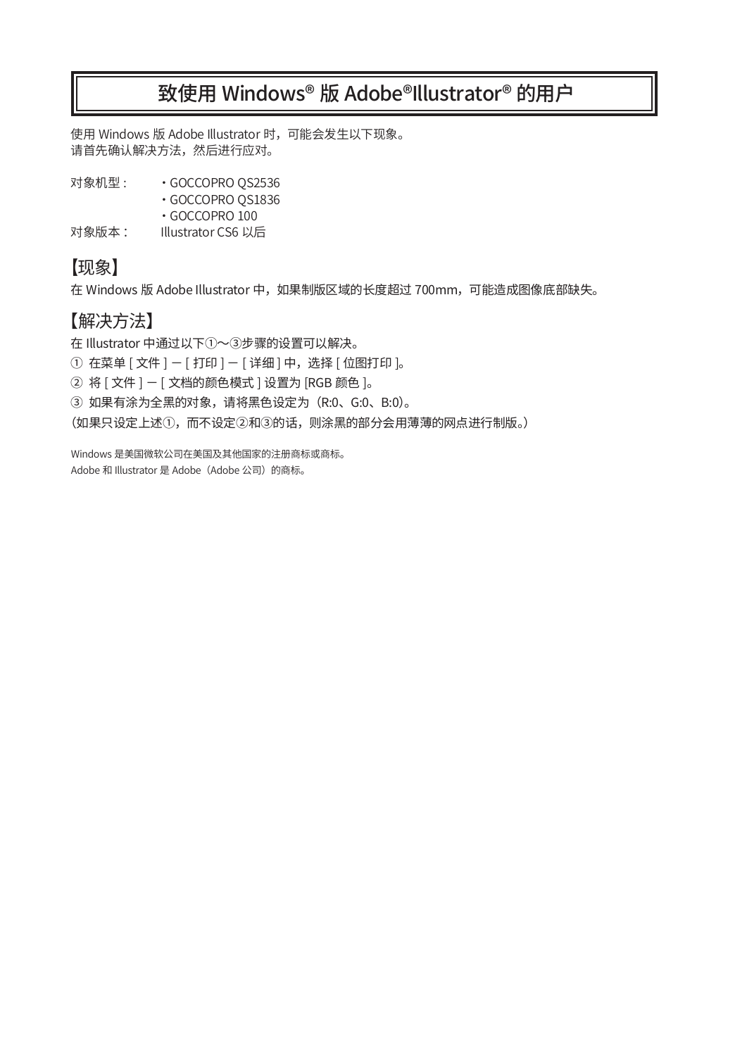# 致使用 Windows® 版 Adobe®Illustrator® 的用户

使用 Windows 版 Adobe Illustrator 时，可能会发生以下现象。
请首先确认解决方法，然后进行应对。

对象机型：　・GOCCOPRO QS2536
　　　　　　・GOCCOPRO QS1836
　　　　　　・GOCCOPRO 100
对象版本：　Illustrator CS6 以后

## 【现象】

在 Windows 版 Adobe Illustrator 中，如果制版区域的长度超过 700mm，可能造成图像底部缺失。

## 【解决方法】

在 Illustrator 中通过以下①～③步骤的设置可以解决。

① 在菜单 [ 文件 ] － [ 打印 ] － [ 详细 ] 中，选择 [ 位图打印 ]。

② 将 [ 文件 ] － [ 文档的颜色模式 ] 设置为 [RGB 颜色 ]。

③ 如果有涂为全黑的对象，请将黑色设定为（R:0、G:0、B:0)。

（如果只设定上述①，而不设定②和③的话，则涂黑的部分会用薄薄的网点进行制版。）

Windows 是美国微软公司在美国及其他国家的注册商标或商标。
Adobe 和 Illustrator 是 Adobe（Adobe 公司）的商标。